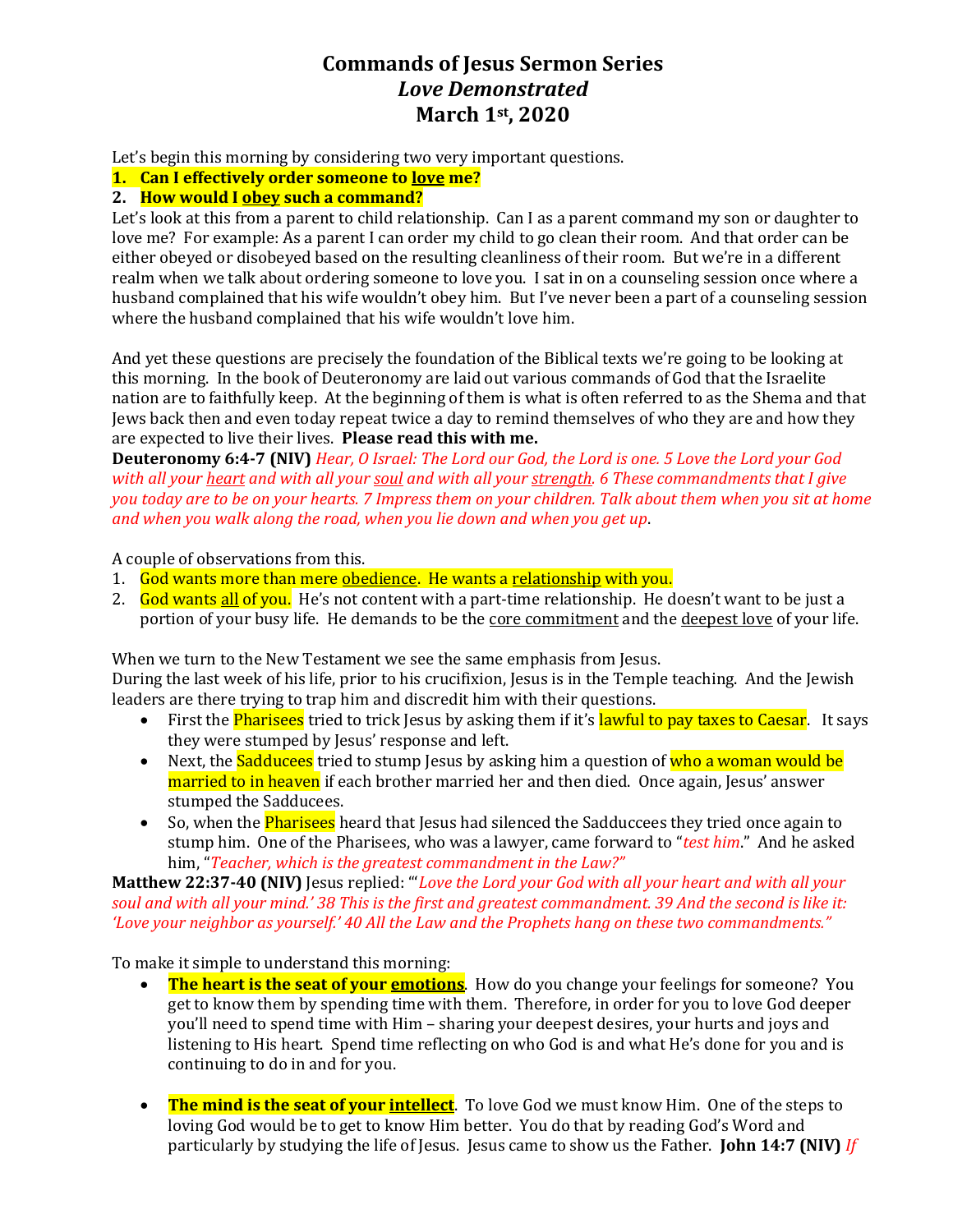# Commands of Jesus Sermon Series
## *Love Demonstrated*
## March 1st, 2020

Let's begin this morning by considering two very important questions.

1. **Can I effectively order someone to <u>love</u> me?**
2. **How would I <u>obey</u> such a command?**

Let's look at this from a parent to child relationship. Can I as a parent command my son or daughter to love me? For example: As a parent I can order my child to go clean their room. And that order can be either obeyed or disobeyed based on the resulting cleanliness of their room. But we're in a different realm when we talk about ordering someone to love you. I sat in on a counseling session once where a husband complained that his wife wouldn't obey him. But I've never been a part of a counseling session where the husband complained that his wife wouldn't love him.

And yet these questions are precisely the foundation of the Biblical texts we're going to be looking at this morning. In the book of Deuteronomy are laid out various commands of God that the Israelite nation are to faithfully keep. At the beginning of them is what is often referred to as the Shema and that Jews back then and even today repeat twice a day to remind themselves of who they are and how they are expected to live their lives. **Please read this with me.**

**Deuteronomy 6:4-7 (NIV)** *Hear, O Israel: The Lord our God, the Lord is one. 5 Love the Lord your God with all your <u>heart</u> and with all your <u>soul</u> and with all your <u>strength</u>. 6 These commandments that I give you today are to be on your hearts. 7 Impress them on your children. Talk about them when you sit at home and when you walk along the road, when you lie down and when you get up*.

A couple of observations from this.

1. God wants more than mere <u>obedience</u>. He wants a <u>relationship</u> with you.
2. God wants <u>all</u> of you. He's not content with a part-time relationship. He doesn't want to be just a portion of your busy life. He demands to be the <u>core commitment</u> and the <u>deepest love</u> of your life.

When we turn to the New Testament we see the same emphasis from Jesus.
During the last week of his life, prior to his crucifixion, Jesus is in the Temple teaching. And the Jewish leaders are there trying to trap him and discredit him with their questions.

- First the Pharisees tried to trick Jesus by asking them if it's lawful to pay taxes to Caesar. It says they were stumped by Jesus' response and left.
- Next, the Sadducees tried to stump Jesus by asking him a question of who a woman would be married to in heaven if each brother married her and then died. Once again, Jesus' answer stumped the Sadducees.
- So, when the Pharisees heard that Jesus had silenced the Sadducees they tried once again to stump him. One of the Pharisees, who was a lawyer, came forward to "*test him*." And he asked him, "*Teacher, which is the greatest commandment in the Law?"*

**Matthew 22:37-40 (NIV)** Jesus replied: "'*Love the Lord your God with all your heart and with all your soul and with all your mind.' 38 This is the first and greatest commandment. 39 And the second is like it: 'Love your neighbor as yourself.' 40 All the Law and the Prophets hang on these two commandments."*

To make it simple to understand this morning:

- **The heart is the seat of your <u>emotions</u>**. How do you change your feelings for someone? You get to know them by spending time with them. Therefore, in order for you to love God deeper you'll need to spend time with Him – sharing your deepest desires, your hurts and joys and listening to His heart. Spend time reflecting on who God is and what He's done for you and is continuing to do in and for you.

- **The mind is the seat of your <u>intellect</u>**. To love God we must know Him. One of the steps to loving God would be to get to know Him better. You do that by reading God's Word and particularly by studying the life of Jesus. Jesus came to show us the Father. **John 14:7 (NIV)** *If*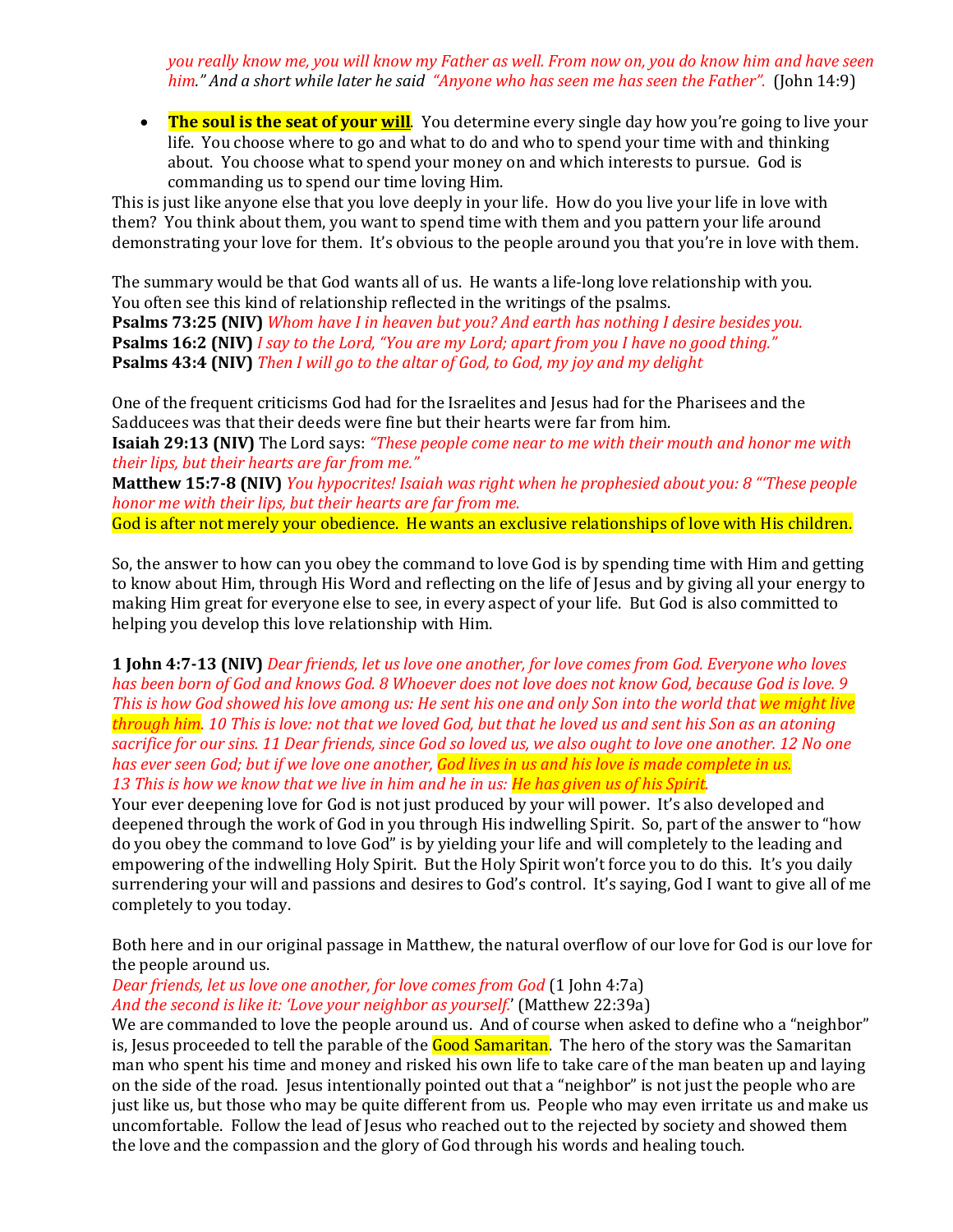*you really know me, you will know my Father as well. From now on, you do know him and have seen him." And a short while later he said "Anyone who has seen me has seen the Father".* (John 14:9)

- **The soul is the seat of your will**. You determine every single day how you're going to live your life. You choose where to go and what to do and who to spend your time with and thinking about. You choose what to spend your money on and which interests to pursue. God is commanding us to spend our time loving Him.

This is just like anyone else that you love deeply in your life. How do you live your life in love with them? You think about them, you want to spend time with them and you pattern your life around demonstrating your love for them. It's obvious to the people around you that you're in love with them.

The summary would be that God wants all of us. He wants a life-long love relationship with you. You often see this kind of relationship reflected in the writings of the psalms.
**Psalms 73:25 (NIV)** *Whom have I in heaven but you? And earth has nothing I desire besides you.*
**Psalms 16:2 (NIV)** *I say to the Lord, "You are my Lord; apart from you I have no good thing."*
**Psalms 43:4 (NIV)** *Then I will go to the altar of God, to God, my joy and my delight*

One of the frequent criticisms God had for the Israelites and Jesus had for the Pharisees and the Sadducees was that their deeds were fine but their hearts were far from him.
**Isaiah 29:13 (NIV)** The Lord says: *"These people come near to me with their mouth and honor me with their lips, but their hearts are far from me."*
**Matthew 15:7-8 (NIV)** *You hypocrites! Isaiah was right when he prophesied about you: 8 "'These people honor me with their lips, but their hearts are far from me.*
God is after not merely your obedience. He wants an exclusive relationships of love with His children.

So, the answer to how can you obey the command to love God is by spending time with Him and getting to know about Him, through His Word and reflecting on the life of Jesus and by giving all your energy to making Him great for everyone else to see, in every aspect of your life. But God is also committed to helping you develop this love relationship with Him.

**1 John 4:7-13 (NIV)** *Dear friends, let us love one another, for love comes from God. Everyone who loves has been born of God and knows God. 8 Whoever does not love does not know God, because God is love. 9 This is how God showed his love among us: He sent his one and only Son into the world that we might live through him. 10 This is love: not that we loved God, but that he loved us and sent his Son as an atoning sacrifice for our sins. 11 Dear friends, since God so loved us, we also ought to love one another. 12 No one has ever seen God; but if we love one another, God lives in us and his love is made complete in us. 13 This is how we know that we live in him and he in us: He has given us of his Spirit.*
Your ever deepening love for God is not just produced by your will power. It's also developed and deepened through the work of God in you through His indwelling Spirit. So, part of the answer to "how do you obey the command to love God" is by yielding your life and will completely to the leading and empowering of the indwelling Holy Spirit. But the Holy Spirit won't force you to do this. It's you daily surrendering your will and passions and desires to God's control. It's saying, God I want to give all of me completely to you today.

Both here and in our original passage in Matthew, the natural overflow of our love for God is our love for the people around us.
*Dear friends, let us love one another, for love comes from God* (1 John 4:7a)
*And the second is like it: 'Love your neighbor as yourself.'* (Matthew 22:39a)
We are commanded to love the people around us. And of course when asked to define who a "neighbor" is, Jesus proceeded to tell the parable of the Good Samaritan. The hero of the story was the Samaritan man who spent his time and money and risked his own life to take care of the man beaten up and laying on the side of the road. Jesus intentionally pointed out that a "neighbor" is not just the people who are just like us, but those who may be quite different from us. People who may even irritate us and make us uncomfortable. Follow the lead of Jesus who reached out to the rejected by society and showed them the love and the compassion and the glory of God through his words and healing touch.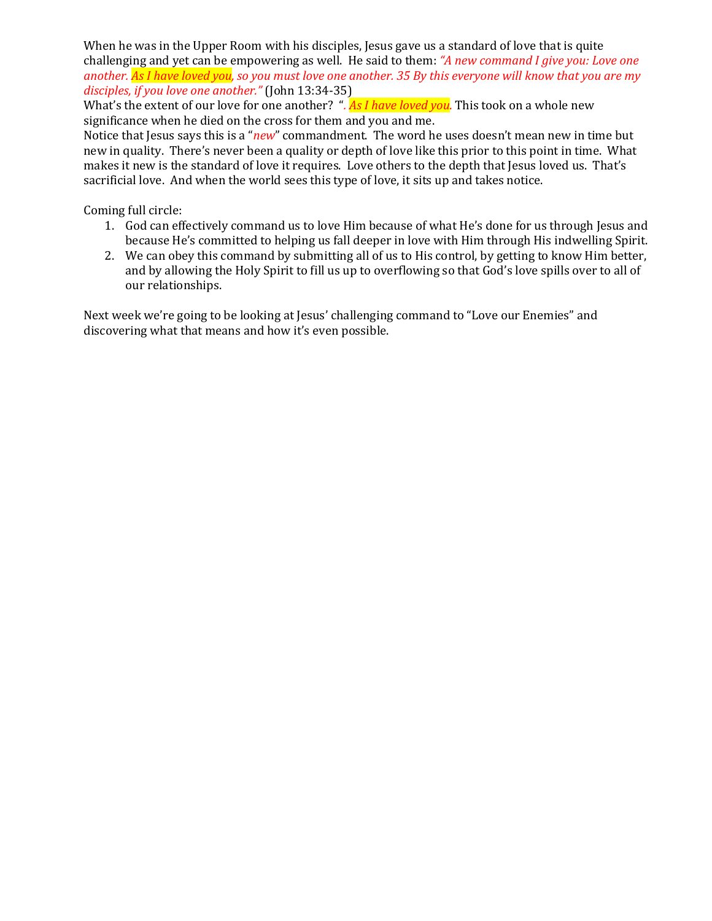When he was in the Upper Room with his disciples, Jesus gave us a standard of love that is quite challenging and yet can be empowering as well. He said to them: *"A new command I give you: Love one another. **As I have loved you**, so you must love one another. 35 By this everyone will know that you are my disciples, if you love one another."* (John 13:34-35)

What's the extent of our love for one another? "*. **As I have loved you**.* This took on a whole new significance when he died on the cross for them and you and me.

Notice that Jesus says this is a "*new*" commandment. The word he uses doesn't mean new in time but new in quality. There's never been a quality or depth of love like this prior to this point in time. What makes it new is the standard of love it requires. Love others to the depth that Jesus loved us. That's sacrificial love. And when the world sees this type of love, it sits up and takes notice.

Coming full circle:

1. God can effectively command us to love Him because of what He's done for us through Jesus and because He's committed to helping us fall deeper in love with Him through His indwelling Spirit.
2. We can obey this command by submitting all of us to His control, by getting to know Him better, and by allowing the Holy Spirit to fill us up to overflowing so that God's love spills over to all of our relationships.

Next week we're going to be looking at Jesus' challenging command to "Love our Enemies" and discovering what that means and how it's even possible.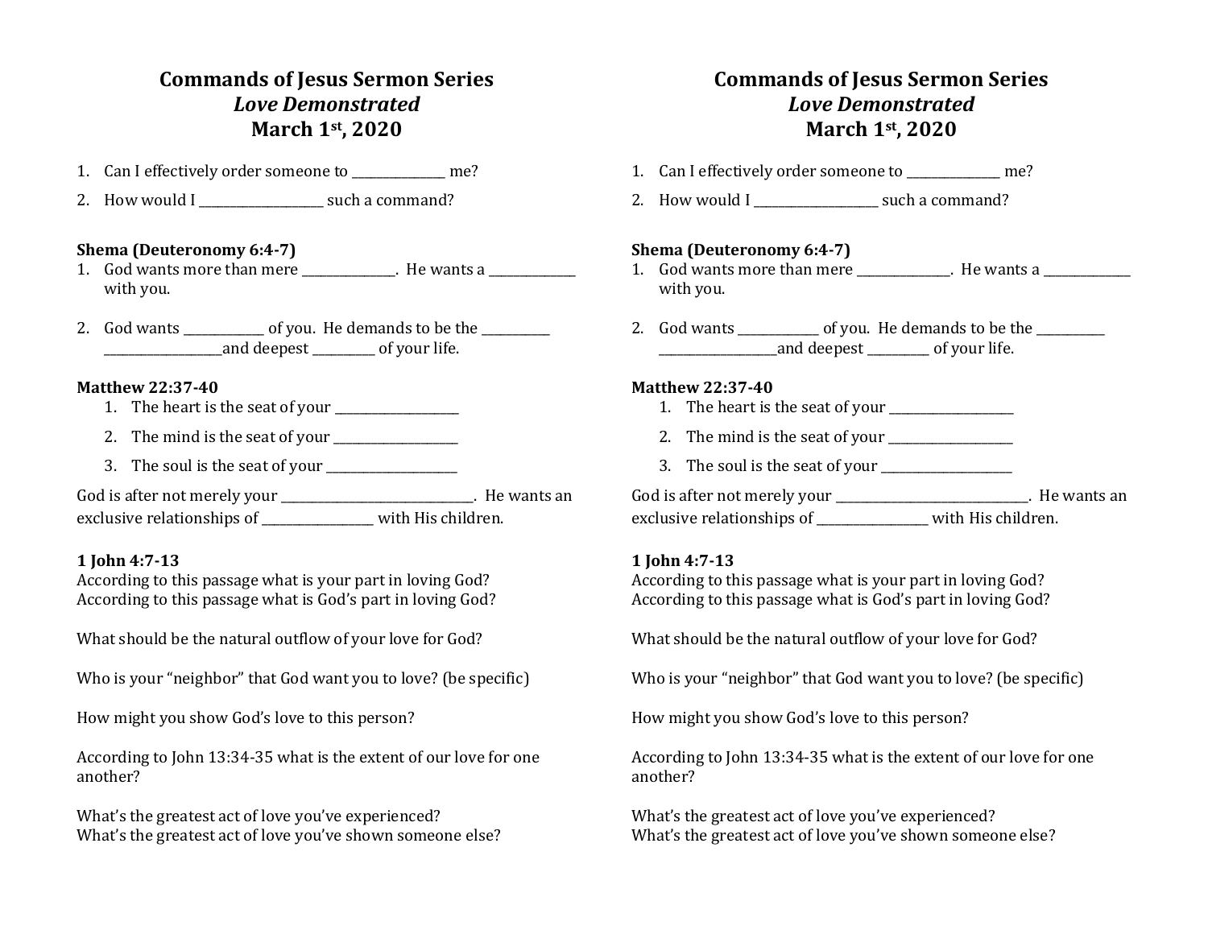# Commands of Jesus Sermon Series

## *Love Demonstrated*

## March 1st, 2020

1. Can I effectively order someone to ______________ me?
2. How would I ___________________ such a command?

**Shema (Deuteronomy 6:4-7)**

1. God wants more than mere ______________. He wants a _____________ with you.
2. God wants ____________ of you. He demands to be the __________ _________________and deepest _________ of your life.

**Matthew 22:37-40**

1. The heart is the seat of your ___________________
2. The mind is the seat of your ___________________
3. The soul is the seat of your ___________________

God is after not merely your _____________________________. He wants an exclusive relationships of ________________ with His children.

**1 John 4:7-13**

According to this passage what is your part in loving God?
According to this passage what is God's part in loving God?

What should be the natural outflow of your love for God?

Who is your "neighbor" that God want you to love? (be specific)

How might you show God's love to this person?

According to John 13:34-35 what is the extent of our love for one another?

What's the greatest act of love you've experienced?
What's the greatest act of love you've shown someone else?

# Commands of Jesus Sermon Series

## *Love Demonstrated*

## March 1st, 2020

1. Can I effectively order someone to ______________ me?
2. How would I ___________________ such a command?

**Shema (Deuteronomy 6:4-7)**

1. God wants more than mere ______________. He wants a _____________ with you.
2. God wants ____________ of you. He demands to be the __________ _________________and deepest _________ of your life.

**Matthew 22:37-40**

1. The heart is the seat of your ___________________
2. The mind is the seat of your ___________________
3. The soul is the seat of your ___________________

God is after not merely your _____________________________. He wants an exclusive relationships of ________________ with His children.

**1 John 4:7-13**

According to this passage what is your part in loving God?
According to this passage what is God's part in loving God?

What should be the natural outflow of your love for God?

Who is your "neighbor" that God want you to love? (be specific)

How might you show God's love to this person?

According to John 13:34-35 what is the extent of our love for one another?

What's the greatest act of love you've experienced?
What's the greatest act of love you've shown someone else?